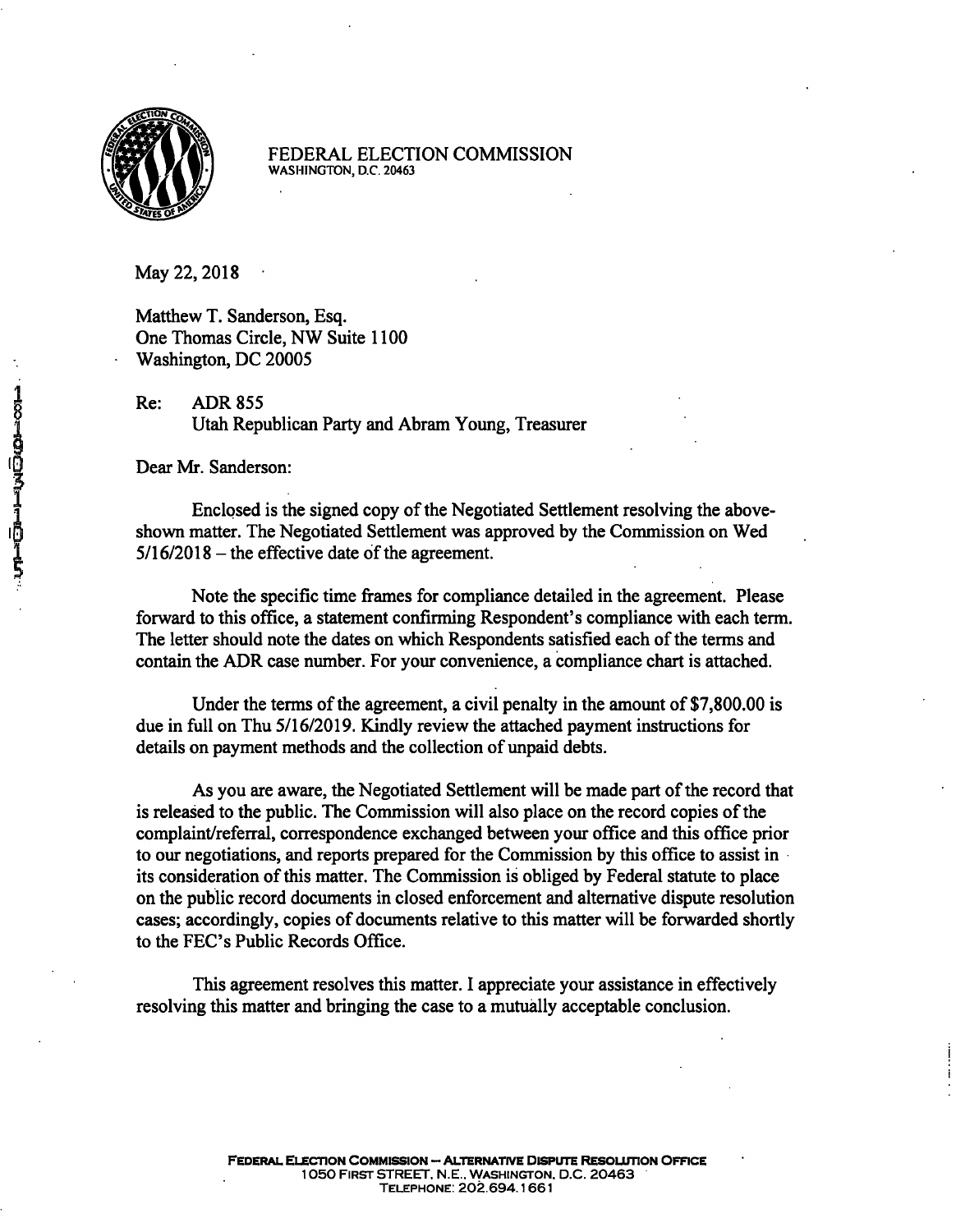FEDERAL ELECTION COMMISSION
WASHINGTON, D.C. 20463

May 22, 2018

Matthew T. Sanderson, Esq.
One Thomas Circle, NW Suite 1100
Washington, DC 20005

Re: ADR 855
Utah Republican Party and Abram Young, Treasurer

Dear Mr. Sanderson:

Enclosed is the signed copy of the Negotiated Settlement resolving the above-shown matter. The Negotiated Settlement was approved by the Commission on Wed 5/16/2018 – the effective date of the agreement.

Note the specific time frames for compliance detailed in the agreement. Please forward to this office, a statement confirming Respondent's compliance with each term. The letter should note the dates on which Respondents satisfied each of the terms and contain the ADR case number. For your convenience, a compliance chart is attached.

Under the terms of the agreement, a civil penalty in the amount of $7,800.00 is due in full on Thu 5/16/2019. Kindly review the attached payment instructions for details on payment methods and the collection of unpaid debts.

As you are aware, the Negotiated Settlement will be made part of the record that is released to the public. The Commission will also place on the record copies of the complaint/referral, correspondence exchanged between your office and this office prior to our negotiations, and reports prepared for the Commission by this office to assist in its consideration of this matter. The Commission is obliged by Federal statute to place on the public record documents in closed enforcement and alternative dispute resolution cases; accordingly, copies of documents relative to this matter will be forwarded shortly to the FEC's Public Records Office.

This agreement resolves this matter. I appreciate your assistance in effectively resolving this matter and bringing the case to a mutually acceptable conclusion.

FEDERAL ELECTION COMMISSION – ALTERNATIVE DISPUTE RESOLUTION OFFICE
1050 FIRST STREET, N.E., WASHINGTON, D.C. 20463
TELEPHONE: 202.694.1661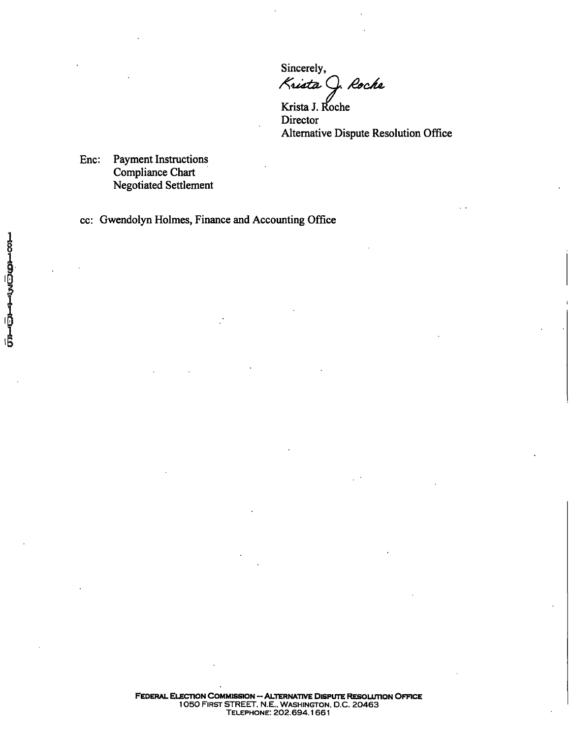Sincerely,

*Krista J. Roche*

Krista J. Roche
Director
Alternative Dispute Resolution Office

Enc: Payment Instructions
Compliance Chart
Negotiated Settlement

cc: Gwendolyn Holmes, Finance and Accounting Office

FEDERAL ELECTION COMMISSION -- ALTERNATIVE DISPUTE RESOLUTION OFFICE
1050 FIRST STREET, N.E., WASHINGTON, D.C. 20463
TELEPHONE: 202.694.1661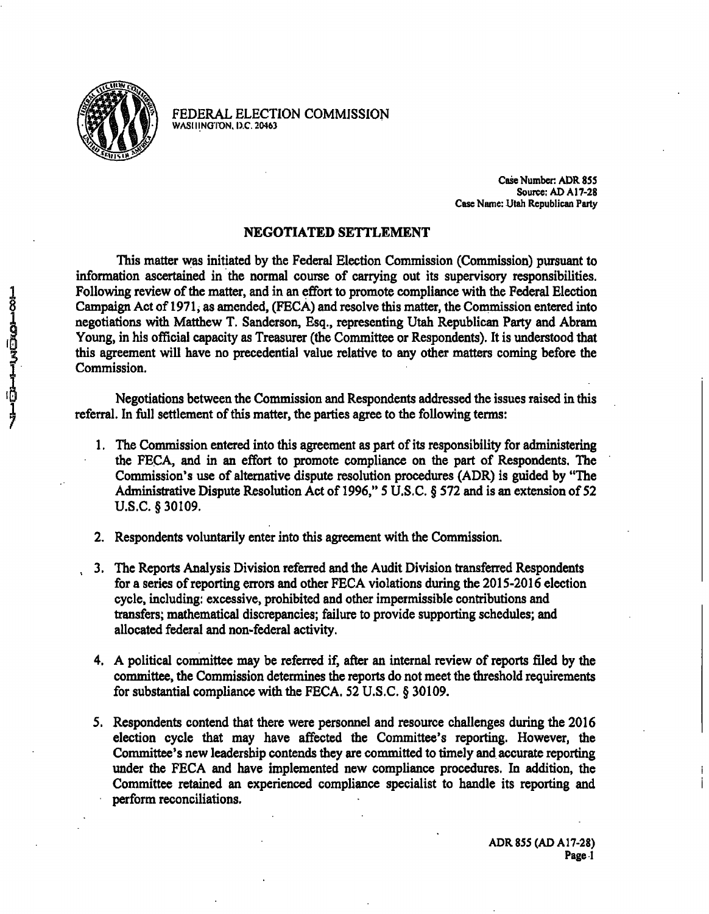FEDERAL ELECTION COMMISSION
WASHINGTON, D.C. 20463

Case Number: ADR 855
Source: AD A17-28
Case Name: Utah Republican Party

## NEGOTIATED SETTLEMENT

This matter was initiated by the Federal Election Commission (Commission) pursuant to information ascertained in the normal course of carrying out its supervisory responsibilities. Following review of the matter, and in an effort to promote compliance with the Federal Election Campaign Act of 1971, as amended, (FECA) and resolve this matter, the Commission entered into negotiations with Matthew T. Sanderson, Esq., representing Utah Republican Party and Abram Young, in his official capacity as Treasurer (the Committee or Respondents). It is understood that this agreement will have no precedential value relative to any other matters coming before the Commission.

Negotiations between the Commission and Respondents addressed the issues raised in this referral. In full settlement of this matter, the parties agree to the following terms:

1. The Commission entered into this agreement as part of its responsibility for administering the FECA, and in an effort to promote compliance on the part of Respondents. The Commission's use of alternative dispute resolution procedures (ADR) is guided by "The Administrative Dispute Resolution Act of 1996," 5 U.S.C. § 572 and is an extension of 52 U.S.C. § 30109.

2. Respondents voluntarily enter into this agreement with the Commission.

3. The Reports Analysis Division referred and the Audit Division transferred Respondents for a series of reporting errors and other FECA violations during the 2015-2016 election cycle, including: excessive, prohibited and other impermissible contributions and transfers; mathematical discrepancies; failure to provide supporting schedules; and allocated federal and non-federal activity.

4. A political committee may be referred if, after an internal review of reports filed by the committee, the Commission determines the reports do not meet the threshold requirements for substantial compliance with the FECA. 52 U.S.C. § 30109.

5. Respondents contend that there were personnel and resource challenges during the 2016 election cycle that may have affected the Committee's reporting. However, the Committee's new leadership contends they are committed to timely and accurate reporting under the FECA and have implemented new compliance procedures. In addition, the Committee retained an experienced compliance specialist to handle its reporting and perform reconciliations.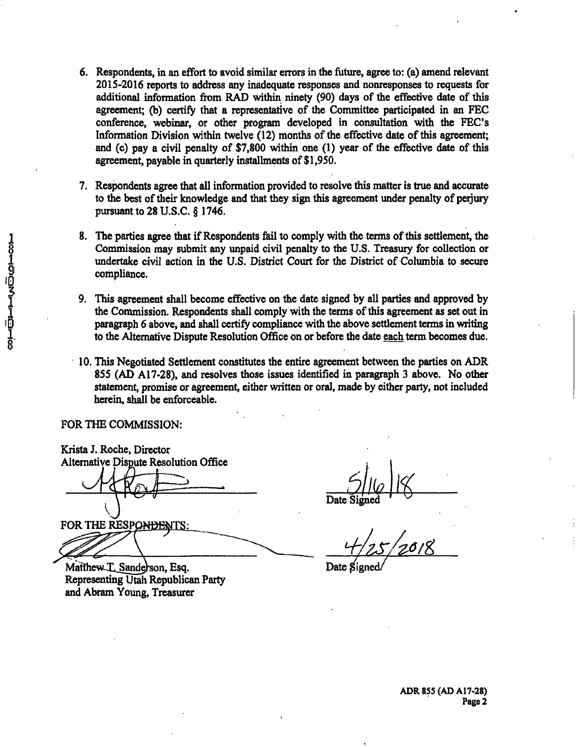6. Respondents, in an effort to avoid similar errors in the future, agree to: (a) amend relevant 2015-2016 reports to address any inadequate responses and nonresponses to requests for additional information from RAD within ninety (90) days of the effective date of this agreement; (b) certify that a representative of the Committee participated in an FEC conference, webinar, or other program developed in consultation with the FEC's Information Division within twelve (12) months of the effective date of this agreement; and (c) pay a civil penalty of $7,800 within one (1) year of the effective date of this agreement, payable in quarterly installments of $1,950.

7. Respondents agree that all information provided to resolve this matter is true and accurate to the best of their knowledge and that they sign this agreement under penalty of perjury pursuant to 28 U.S.C. § 1746.

8. The parties agree that if Respondents fail to comply with the terms of this settlement, the Commission may submit any unpaid civil penalty to the U.S. Treasury for collection or undertake civil action in the U.S. District Court for the District of Columbia to secure compliance.

9. This agreement shall become effective on the date signed by all parties and approved by the Commission. Respondents shall comply with the terms of this agreement as set out in paragraph 6 above, and shall certify compliance with the above settlement terms in writing to the Alternative Dispute Resolution Office on or before the date each term becomes due.

10. This Negotiated Settlement constitutes the entire agreement between the parties on ADR 855 (AD A17-28), and resolves those issues identified in paragraph 3 above. No other statement, promise or agreement, either written or oral, made by either party, not included herein, shall be enforceable.

FOR THE COMMISSION:

Krista J. Roche, Director
Alternative Dispute Resolution Office

5/16/18
Date Signed

FOR THE RESPONDENTS:

Matthew T. Sanderson, Esq.
Representing Utah Republican Party
and Abram Young, Treasurer

4/25/2018
Date Signed